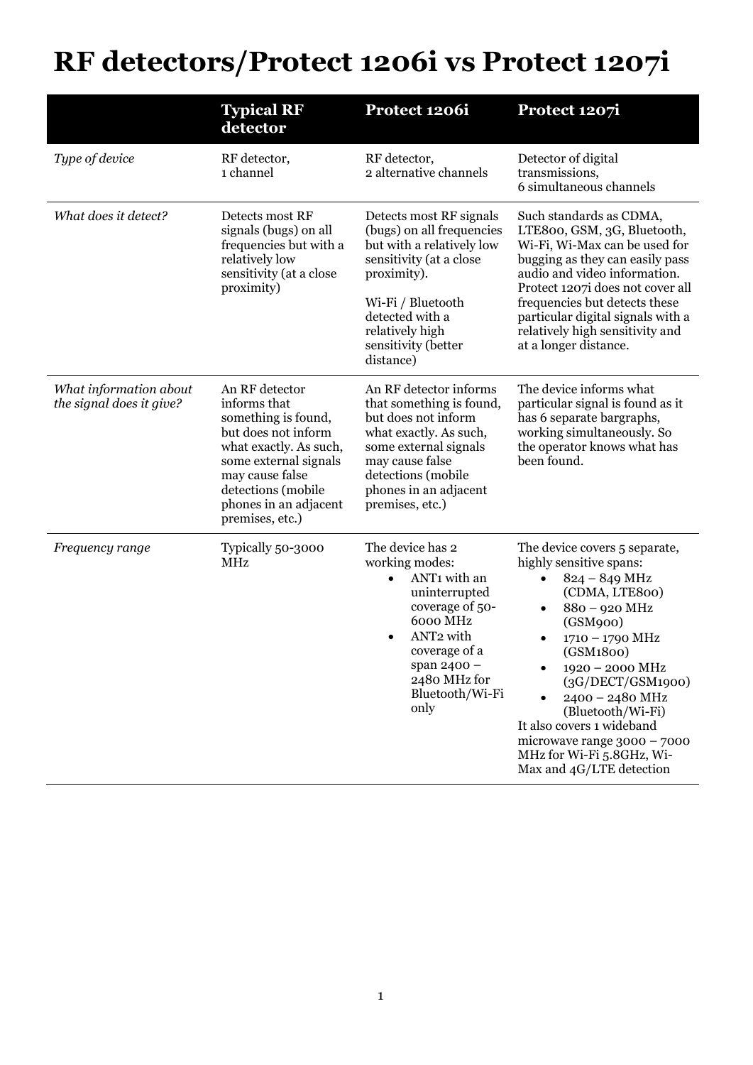# RF detectors/Protect 1206i vs Protect 1207i

| | Typical RF detector | Protect 1206i | Protect 1207i |
|---|---|---|---|
| *Type of device* | RF detector, 1 channel | RF detector, 2 alternative channels | Detector of digital transmissions, 6 simultaneous channels |
| *What does it detect?* | Detects most RF signals (bugs) on all frequencies but with a relatively low sensitivity (at a close proximity) | Detects most RF signals (bugs) on all frequencies but with a relatively low sensitivity (at a close proximity).<br><br>Wi-Fi / Bluetooth detected with a relatively high sensitivity (better distance) | Such standards as CDMA, LTE800, GSM, 3G, Bluetooth, Wi-Fi, Wi-Max can be used for bugging as they can easily pass audio and video information. Protect 1207i does not cover all frequencies but detects these particular digital signals with a relatively high sensitivity and at a longer distance. |
| *What information about the signal does it give?* | An RF detector informs that something is found, but does not inform what exactly. As such, some external signals may cause false detections (mobile phones in an adjacent premises, etc.) | An RF detector informs that something is found, but does not inform what exactly. As such, some external signals may cause false detections (mobile phones in an adjacent premises, etc.) | The device informs what particular signal is found as it has 6 separate bargraphs, working simultaneously. So the operator knows what has been found. |
| *Frequency range* | Typically 50-3000 MHz | The device has 2 working modes:<br>• ANT1 with an uninterrupted coverage of 50-6000 MHz<br>• ANT2 with coverage of a span 2400 – 2480 MHz for Bluetooth/Wi-Fi only | The device covers 5 separate, highly sensitive spans:<br>• 824 – 849 MHz (CDMA, LTE800)<br>• 880 – 920 MHz (GSM900)<br>• 1710 – 1790 MHz (GSM1800)<br>• 1920 – 2000 MHz (3G/DECT/GSM1900)<br>• 2400 – 2480 MHz (Bluetooth/Wi-Fi)<br>It also covers 1 wideband microwave range 3000 – 7000 MHz for Wi-Fi 5.8GHz, Wi-Max and 4G/LTE detection |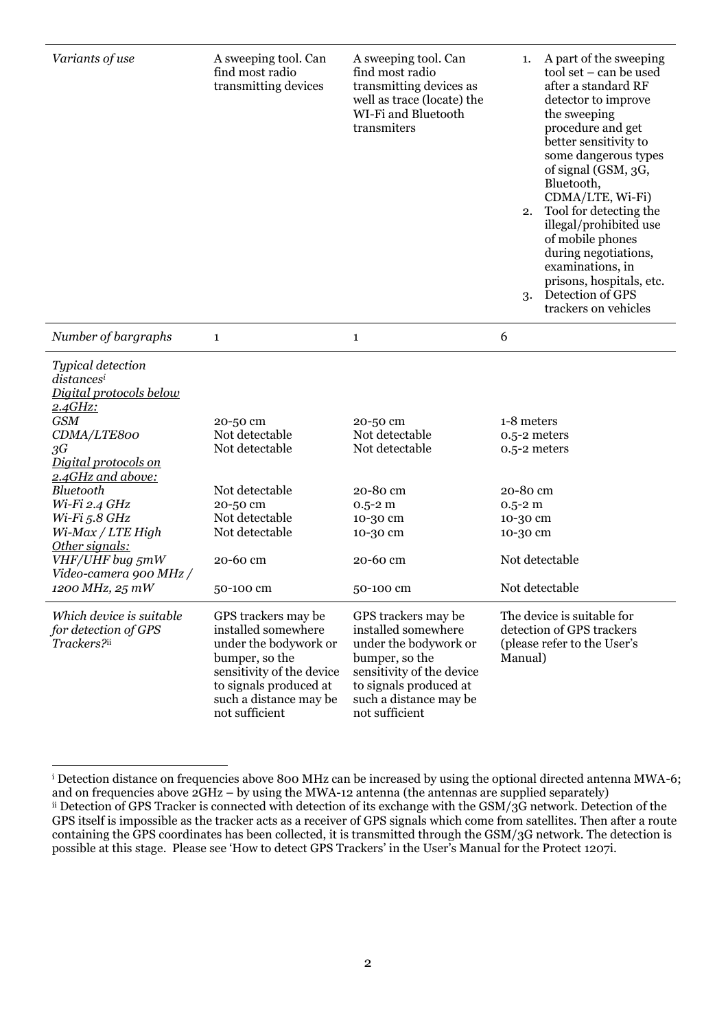| | | | |
|---|---|---|---|
| *Variants of use* | A sweeping tool. Can find most radio transmitting devices | A sweeping tool. Can find most radio transmitting devices as well as trace (locate) the WI-Fi and Bluetooth transmiters | 1. A part of the sweeping tool set – can be used after a standard RF detector to improve the sweeping procedure and get better sensitivity to some dangerous types of signal (GSM, 3G, Bluetooth, CDMA/LTE, Wi-Fi)<br>2. Tool for detecting the illegal/prohibited use of mobile phones during negotiations, examinations, in prisons, hospitals, etc.<br>3. Detection of GPS trackers on vehicles |
| *Number of bargraphs* | 1 | 1 | 6 |
| *Typical detection distances*[i] | | | |
| *Digital protocols below 2.4GHz:* | | | |
| *GSM* | 20-50 cm | 20-50 cm | 1-8 meters |
| *CDMA/LTE800* | Not detectable | Not detectable | 0.5-2 meters |
| *3G* | Not detectable | Not detectable | 0.5-2 meters |
| *Digital protocols on 2.4GHz and above:* | | | |
| *Bluetooth* | Not detectable | 20-80 cm | 20-80 cm |
| *Wi-Fi 2.4 GHz* | 20-50 cm | 0.5-2 m | 0.5-2 m |
| *Wi-Fi 5.8 GHz* | Not detectable | 10-30 cm | 10-30 cm |
| *Wi-Max / LTE High* | Not detectable | 10-30 cm | 10-30 cm |
| *Other signals:* | | | |
| *VHF/UHF bug 5mW* | 20-60 cm | 20-60 cm | Not detectable |
| *Video-camera 900 MHz / 1200 MHz, 25 mW* | 50-100 cm | 50-100 cm | Not detectable |
| *Which device is suitable for detection of GPS Trackers?*[ii] | GPS trackers may be installed somewhere under the bodywork or bumper, so the sensitivity of the device to signals produced at such a distance may be not sufficient | GPS trackers may be installed somewhere under the bodywork or bumper, so the sensitivity of the device to signals produced at such a distance may be not sufficient | The device is suitable for detection of GPS trackers (please refer to the User's Manual) |

[i] Detection distance on frequencies above 800 MHz can be increased by using the optional directed antenna MWA-6; and on frequencies above 2GHz – by using the MWA-12 antenna (the antennas are supplied separately)

[ii] Detection of GPS Tracker is connected with detection of its exchange with the GSM/3G network. Detection of the GPS itself is impossible as the tracker acts as a receiver of GPS signals which come from satellites. Then after a route containing the GPS coordinates has been collected, it is transmitted through the GSM/3G network. The detection is possible at this stage. Please see 'How to detect GPS Trackers' in the User's Manual for the Protect 1207i.